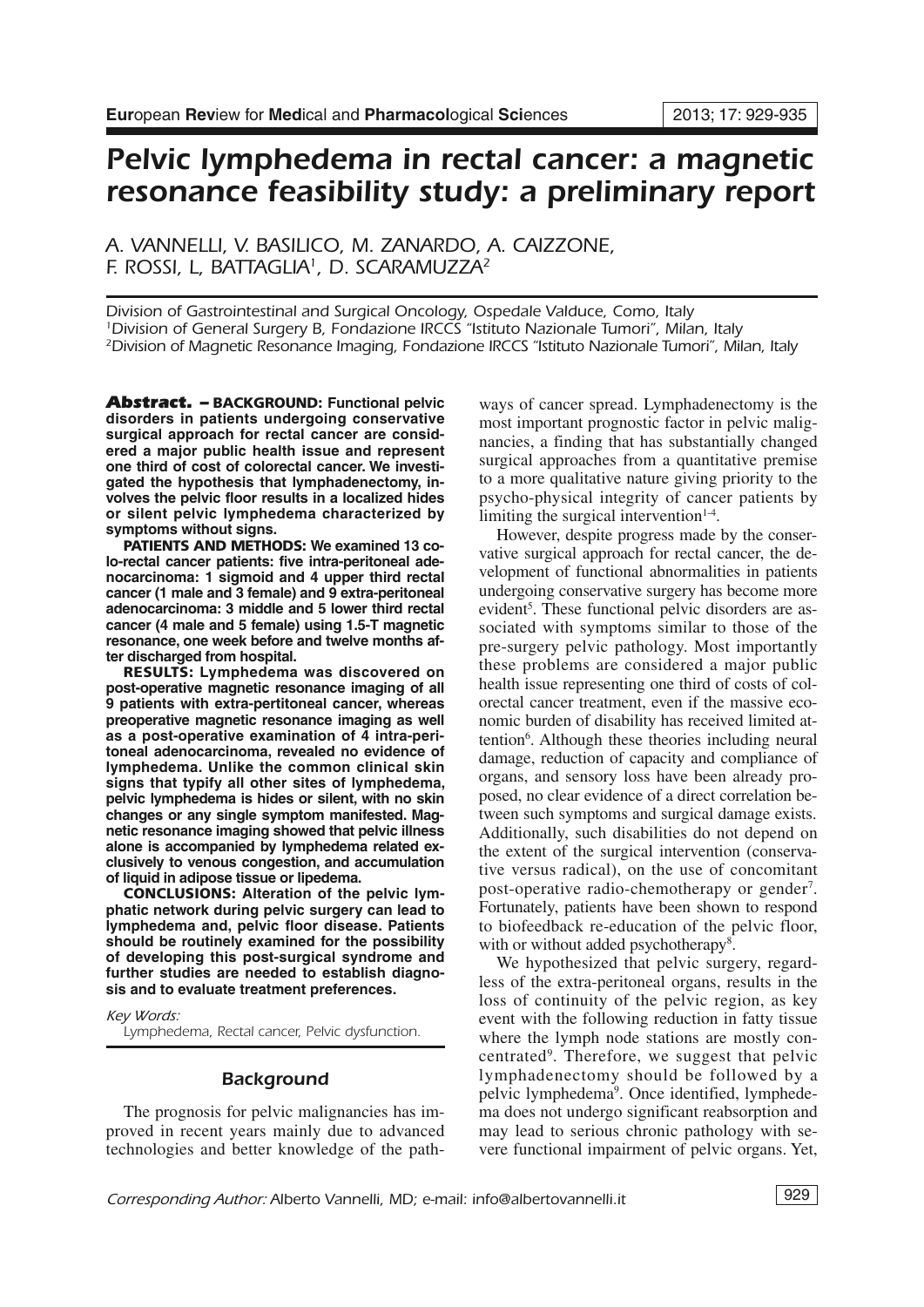# Pelvic lymphedema in rectal cancer: a magnetic resonance feasibility study: a preliminary report

*A. VANNELLI, V. BASILICO, M. ZANARDO, A. CAIZZONE, F. ROSSI, L, BATTAGLIA[1], D. SCARAMUZZA[2]*

*Division of Gastrointestinal and Surgical Oncology, Ospedale Valduce, Como, Italy*
*[1]Division of General Surgery B, Fondazione IRCCS "Istituto Nazionale Tumori", Milan, Italy*
*[2]Division of Magnetic Resonance Imaging, Fondazione IRCCS "Istituto Nazionale Tumori", Milan, Italy*

**Abstract. – BACKGROUND: Functional pelvic disorders in patients undergoing conservative surgical approach for rectal cancer are considered a major public health issue and represent one third of cost of colorectal cancer. We investigated the hypothesis that lymphadenectomy, involves the pelvic floor results in a localized hides or silent pelvic lymphedema characterized by symptoms without signs.**

**PATIENTS AND METHODS: We examined 13 colo-rectal cancer patients: five intra-peritoneal adenocarcinoma: 1 sigmoid and 4 upper third rectal cancer (1 male and 3 female) and 9 extra-peritoneal adenocarcinoma: 3 middle and 5 lower third rectal cancer (4 male and 5 female) using 1.5-T magnetic resonance, one week before and twelve months after discharged from hospital.**

**RESULTS: Lymphedema was discovered on post-operative magnetic resonance imaging of all 9 patients with extra-pertitoneal cancer, whereas preoperative magnetic resonance imaging as well as a post-operative examination of 4 intra-peritoneal adenocarcinoma, revealed no evidence of lymphedema. Unlike the common clinical skin signs that typify all other sites of lymphedema, pelvic lymphedema is hides or silent, with no skin changes or any single symptom manifested. Magnetic resonance imaging showed that pelvic illness alone is accompanied by lymphedema related exclusively to venous congestion, and accumulation of liquid in adipose tissue or lipedema.**

**CONCLUSIONS: Alteration of the pelvic lymphatic network during pelvic surgery can lead to lymphedema and, pelvic floor disease. Patients should be routinely examined for the possibility of developing this post-surgical syndrome and further studies are needed to establish diagnosis and to evaluate treatment preferences.**

*Key Words:*
Lymphedema, Rectal cancer, Pelvic dysfunction.

## Background

The prognosis for pelvic malignancies has improved in recent years mainly due to advanced technologies and better knowledge of the pathways of cancer spread. Lymphadenectomy is the most important prognostic factor in pelvic malignancies, a finding that has substantially changed surgical approaches from a quantitative premise to a more qualitative nature giving priority to the psycho-physical integrity of cancer patients by limiting the surgical intervention[1-4].

However, despite progress made by the conservative surgical approach for rectal cancer, the development of functional abnormalities in patients undergoing conservative surgery has become more evident[5]. These functional pelvic disorders are associated with symptoms similar to those of the pre-surgery pelvic pathology. Most importantly these problems are considered a major public health issue representing one third of costs of colorectal cancer treatment, even if the massive economic burden of disability has received limited attention[6]. Although these theories including neural damage, reduction of capacity and compliance of organs, and sensory loss have been already proposed, no clear evidence of a direct correlation between such symptoms and surgical damage exists. Additionally, such disabilities do not depend on the extent of the surgical intervention (conservative versus radical), on the use of concomitant post-operative radio-chemotherapy or gender[7]. Fortunately, patients have been shown to respond to biofeedback re-education of the pelvic floor, with or without added psychotherapy[8].

We hypothesized that pelvic surgery, regardless of the extra-peritoneal organs, results in the loss of continuity of the pelvic region, as key event with the following reduction in fatty tissue where the lymph node stations are mostly concentrated[9]. Therefore, we suggest that pelvic lymphadenectomy should be followed by a pelvic lymphedema[9]. Once identified, lymphedema does not undergo significant reabsorption and may lead to serious chronic pathology with severe functional impairment of pelvic organs. Yet,

*Corresponding Author:* Alberto Vannelli, MD; e-mail: info@albertovannelli.it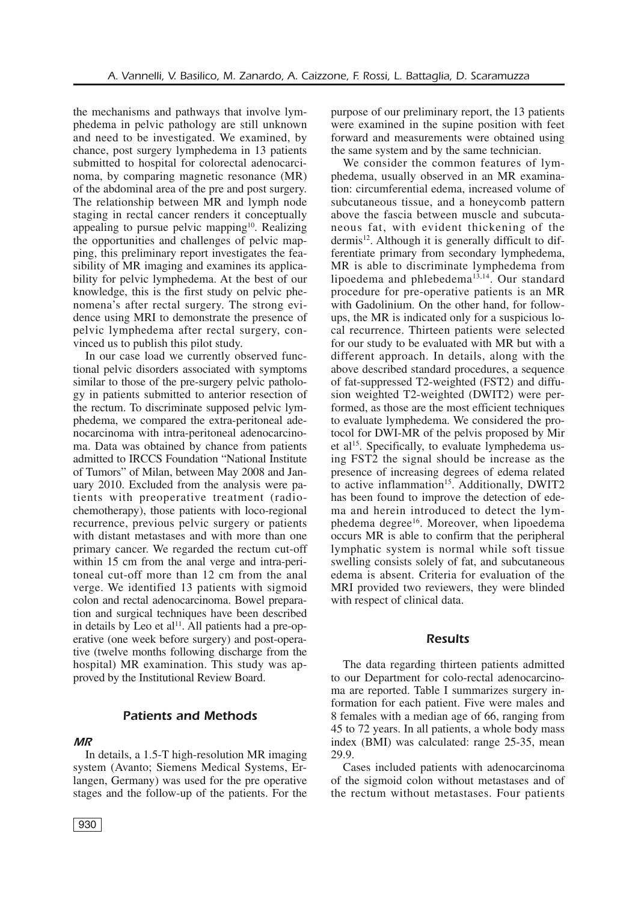the mechanisms and pathways that involve lymphedema in pelvic pathology are still unknown and need to be investigated. We examined, by chance, post surgery lymphedema in 13 patients submitted to hospital for colorectal adenocarcinoma, by comparing magnetic resonance (MR) of the abdominal area of the pre and post surgery. The relationship between MR and lymph node staging in rectal cancer renders it conceptually appealing to pursue pelvic mapping[10]. Realizing the opportunities and challenges of pelvic mapping, this preliminary report investigates the feasibility of MR imaging and examines its applicability for pelvic lymphedema. At the best of our knowledge, this is the first study on pelvic phenomena's after rectal surgery. The strong evidence using MRI to demonstrate the presence of pelvic lymphedema after rectal surgery, convinced us to publish this pilot study.

In our case load we currently observed functional pelvic disorders associated with symptoms similar to those of the pre-surgery pelvic pathology in patients submitted to anterior resection of the rectum. To discriminate supposed pelvic lymphedema, we compared the extra-peritoneal adenocarcinoma with intra-peritoneal adenocarcinoma. Data was obtained by chance from patients admitted to IRCCS Foundation "National Institute of Tumors" of Milan, between May 2008 and January 2010. Excluded from the analysis were patients with preoperative treatment (radiochemotherapy), those patients with loco-regional recurrence, previous pelvic surgery or patients with distant metastases and with more than one primary cancer. We regarded the rectum cut-off within 15 cm from the anal verge and intra-peritoneal cut-off more than 12 cm from the anal verge. We identified 13 patients with sigmoid colon and rectal adenocarcinoma. Bowel preparation and surgical techniques have been described in details by Leo et al[11]. All patients had a pre-operative (one week before surgery) and post-operative (twelve months following discharge from the hospital) MR examination. This study was approved by the Institutional Review Board.

## Patients and Methods

### MR

In details, a 1.5-T high-resolution MR imaging system (Avanto; Siemens Medical Systems, Erlangen, Germany) was used for the pre operative stages and the follow-up of the patients. For the purpose of our preliminary report, the 13 patients were examined in the supine position with feet forward and measurements were obtained using the same system and by the same technician.

We consider the common features of lymphedema, usually observed in an MR examination: circumferential edema, increased volume of subcutaneous tissue, and a honeycomb pattern above the fascia between muscle and subcutaneous fat, with evident thickening of the dermis[12]. Although it is generally difficult to differentiate primary from secondary lymphedema, MR is able to discriminate lymphedema from lipoedema and phlebedema[13,14]. Our standard procedure for pre-operative patients is an MR with Gadolinium. On the other hand, for follow-ups, the MR is indicated only for a suspicious local recurrence. Thirteen patients were selected for our study to be evaluated with MR but with a different approach. In details, along with the above described standard procedures, a sequence of fat-suppressed T2-weighted (FST2) and diffusion weighted T2-weighted (DWIT2) were performed, as those are the most efficient techniques to evaluate lymphedema. We considered the protocol for DWI-MR of the pelvis proposed by Mir et al[15]. Specifically, to evaluate lymphedema using FST2 the signal should be increase as the presence of increasing degrees of edema related to active inflammation[15]. Additionally, DWIT2 has been found to improve the detection of edema and herein introduced to detect the lymphedema degree[16]. Moreover, when lipoedema occurs MR is able to confirm that the peripheral lymphatic system is normal while soft tissue swelling consists solely of fat, and subcutaneous edema is absent. Criteria for evaluation of the MRI provided two reviewers, they were blinded with respect of clinical data.

## Results

The data regarding thirteen patients admitted to our Department for colo-rectal adenocarcinoma are reported. Table I summarizes surgery information for each patient. Five were males and 8 females with a median age of 66, ranging from 45 to 72 years. In all patients, a whole body mass index (BMI) was calculated: range 25-35, mean 29.9.

Cases included patients with adenocarcinoma of the sigmoid colon without metastases and of the rectum without metastases. Four patients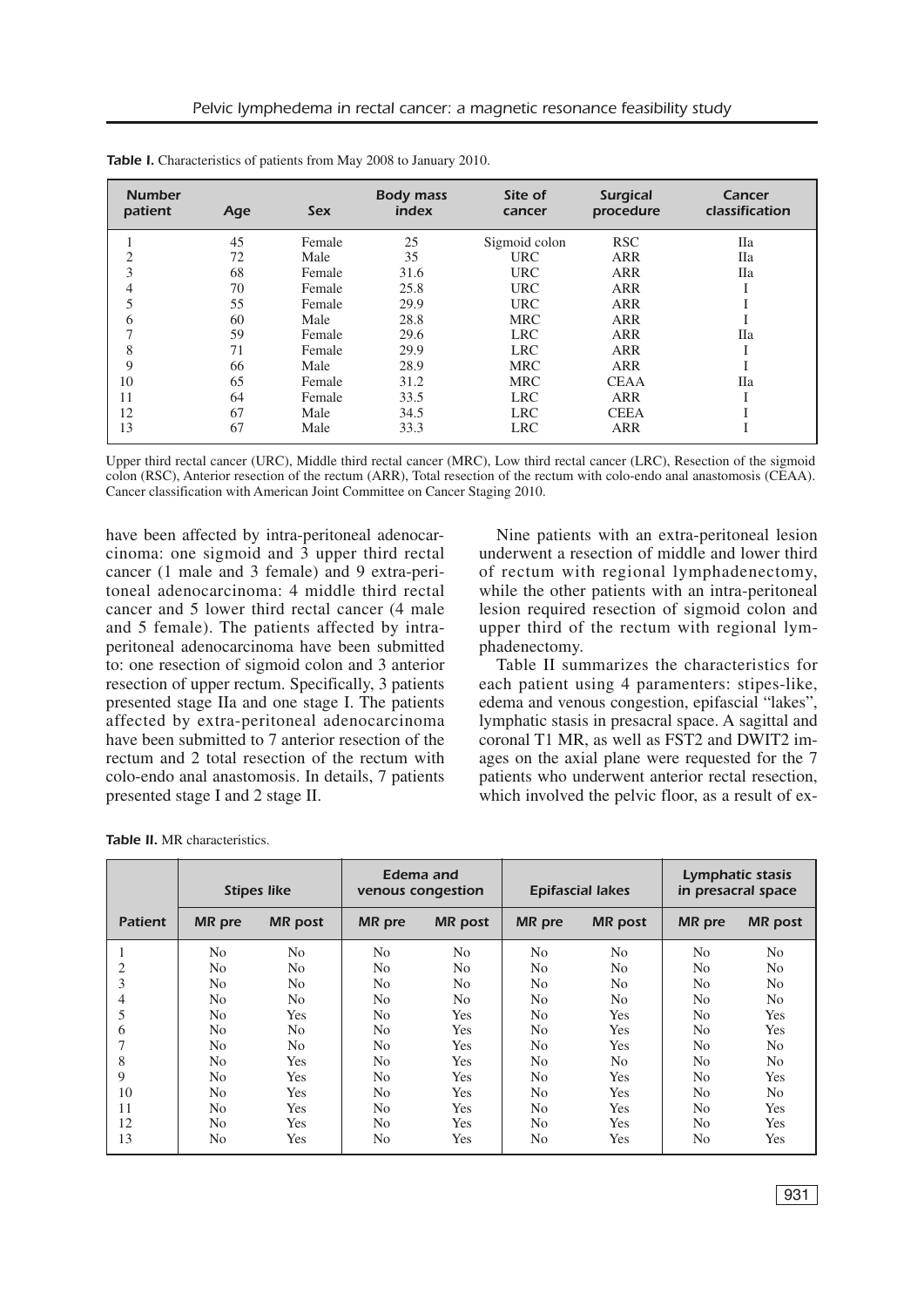**Table I.** Characteristics of patients from May 2008 to January 2010.

| Number patient | Age | Sex | Body mass index | Site of cancer | Surgical procedure | Cancer classification |
|---|---|---|---|---|---|---|
| 1 | 45 | Female | 25 | Sigmoid colon | RSC | IIa |
| 2 | 72 | Male | 35 | URC | ARR | IIa |
| 3 | 68 | Female | 31.6 | URC | ARR | IIa |
| 4 | 70 | Female | 25.8 | URC | ARR | I |
| 5 | 55 | Female | 29.9 | URC | ARR | I |
| 6 | 60 | Male | 28.8 | MRC | ARR | I |
| 7 | 59 | Female | 29.6 | LRC | ARR | IIa |
| 8 | 71 | Female | 29.9 | LRC | ARR | I |
| 9 | 66 | Male | 28.9 | MRC | ARR | I |
| 10 | 65 | Female | 31.2 | MRC | CEAA | IIa |
| 11 | 64 | Female | 33.5 | LRC | ARR | I |
| 12 | 67 | Male | 34.5 | LRC | CEEA | I |
| 13 | 67 | Male | 33.3 | LRC | ARR | I |

Upper third rectal cancer (URC), Middle third rectal cancer (MRC), Low third rectal cancer (LRC), Resection of the sigmoid colon (RSC), Anterior resection of the rectum (ARR), Total resection of the rectum with colo-endo anal anastomosis (CEAA). Cancer classification with American Joint Committee on Cancer Staging 2010.

have been affected by intra-peritoneal adenocarcinoma: one sigmoid and 3 upper third rectal cancer (1 male and 3 female) and 9 extra-peritoneal adenocarcinoma: 4 middle third rectal cancer and 5 lower third rectal cancer (4 male and 5 female). The patients affected by intra-peritoneal adenocarcinoma have been submitted to: one resection of sigmoid colon and 3 anterior resection of upper rectum. Specifically, 3 patients presented stage IIa and one stage I. The patients affected by extra-peritoneal adenocarcinoma have been submitted to 7 anterior resection of the rectum and 2 total resection of the rectum with colo-endo anal anastomosis. In details, 7 patients presented stage I and 2 stage II.

Nine patients with an extra-peritoneal lesion underwent a resection of middle and lower third of rectum with regional lymphadenectomy, while the other patients with an intra-peritoneal lesion required resection of sigmoid colon and upper third of the rectum with regional lymphadenectomy.

Table II summarizes the characteristics for each patient using 4 paramenters: stipes-like, edema and venous congestion, epifascial "lakes", lymphatic stasis in presacral space. A sagittal and coronal T1 MR, as well as FST2 and DWIT2 images on the axial plane were requested for the 7 patients who underwent anterior rectal resection, which involved the pelvic floor, as a result of ex-

**Table II.** MR characteristics.

| | Stipes like | | Edema and venous congestion | | Epifascial lakes | | Lymphatic stasis in presacral space | |
|---|---|---|---|---|---|---|---|---|
| Patient | MR pre | MR post | MR pre | MR post | MR pre | MR post | MR pre | MR post |
| 1 | No | No | No | No | No | No | No | No |
| 2 | No | No | No | No | No | No | No | No |
| 3 | No | No | No | No | No | No | No | No |
| 4 | No | No | No | No | No | No | No | No |
| 5 | No | Yes | No | Yes | No | Yes | No | Yes |
| 6 | No | No | No | Yes | No | Yes | No | Yes |
| 7 | No | No | No | Yes | No | Yes | No | No |
| 8 | No | Yes | No | Yes | No | No | No | No |
| 9 | No | Yes | No | Yes | No | Yes | No | Yes |
| 10 | No | Yes | No | Yes | No | Yes | No | No |
| 11 | No | Yes | No | Yes | No | Yes | No | Yes |
| 12 | No | Yes | No | Yes | No | Yes | No | Yes |
| 13 | No | Yes | No | Yes | No | Yes | No | Yes |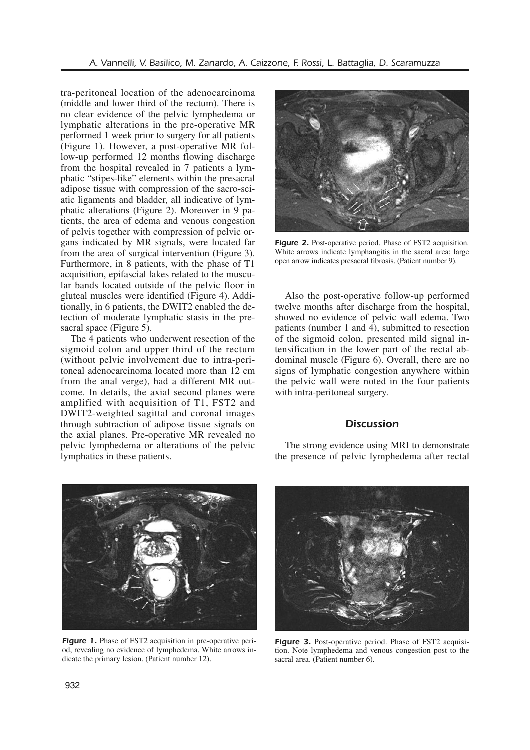tra-peritoneal location of the adenocarcinoma (middle and lower third of the rectum). There is no clear evidence of the pelvic lymphedema or lymphatic alterations in the pre-operative MR performed 1 week prior to surgery for all patients (Figure 1). However, a post-operative MR follow-up performed 12 months flowing discharge from the hospital revealed in 7 patients a lymphatic "stipes-like" elements within the presacral adipose tissue with compression of the sacro-sciatic ligaments and bladder, all indicative of lymphatic alterations (Figure 2). Moreover in 9 patients, the area of edema and venous congestion of pelvis together with compression of pelvic organs indicated by MR signals, were located far from the area of surgical intervention (Figure 3). Furthermore, in 8 patients, with the phase of T1 acquisition, epifascial lakes related to the muscular bands located outside of the pelvic floor in gluteal muscles were identified (Figure 4). Additionally, in 6 patients, the DWIT2 enabled the detection of moderate lymphatic stasis in the presacral space (Figure 5).

The 4 patients who underwent resection of the sigmoid colon and upper third of the rectum (without pelvic involvement due to intra-peritoneal adenocarcinoma located more than 12 cm from the anal verge), had a different MR outcome. In details, the axial second planes were amplified with acquisition of T1, FST2 and DWIT2-weighted sagittal and coronal images through subtraction of adipose tissue signals on the axial planes. Pre-operative MR revealed no pelvic lymphedema or alterations of the pelvic lymphatics in these patients.

**Figure 2.** Post-operative period. Phase of FST2 acquisition. White arrows indicate lymphangitis in the sacral area; large open arrow indicates presacral fibrosis. (Patient number 9).

Also the post-operative follow-up performed twelve months after discharge from the hospital, showed no evidence of pelvic wall edema. Two patients (number 1 and 4), submitted to resection of the sigmoid colon, presented mild signal intensification in the lower part of the rectal abdominal muscle (Figure 6). Overall, there are no signs of lymphatic congestion anywhere within the pelvic wall were noted in the four patients with intra-peritoneal surgery.

## Discussion

The strong evidence using MRI to demonstrate the presence of pelvic lymphedema after rectal

**Figure 1.** Phase of FST2 acquisition in pre-operative period, revealing no evidence of lymphedema. White arrows indicate the primary lesion. (Patient number 12).

**Figure 3.** Post-operative period. Phase of FST2 acquisition. Note lymphedema and venous congestion post to the sacral area. (Patient number 6).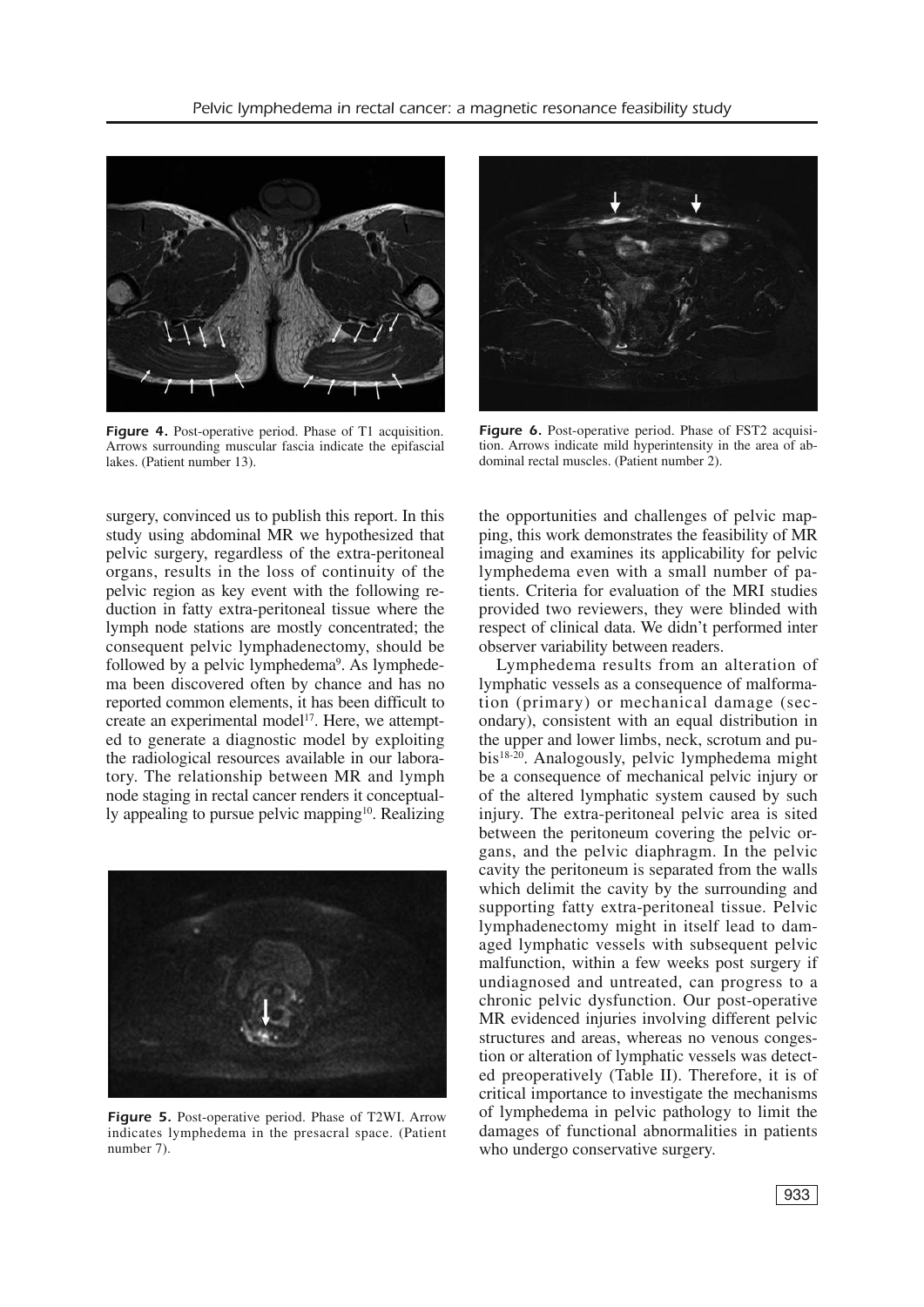**Figure 4.** Post-operative period. Phase of T1 acquisition. Arrows surrounding muscular fascia indicate the epifascial lakes. (Patient number 13).

**Figure 6.** Post-operative period. Phase of FST2 acquisition. Arrows indicate mild hyperintensity in the area of abdominal rectal muscles. (Patient number 2).

surgery, convinced us to publish this report. In this study using abdominal MR we hypothesized that pelvic surgery, regardless of the extra-peritoneal organs, results in the loss of continuity of the pelvic region as key event with the following reduction in fatty extra-peritoneal tissue where the lymph node stations are mostly concentrated; the consequent pelvic lymphadenectomy, should be followed by a pelvic lymphedema[9]. As lymphedema been discovered often by chance and has no reported common elements, it has been difficult to create an experimental model[17]. Here, we attempted to generate a diagnostic model by exploiting the radiological resources available in our laboratory. The relationship between MR and lymph node staging in rectal cancer renders it conceptually appealing to pursue pelvic mapping[10]. Realizing the opportunities and challenges of pelvic mapping, this work demonstrates the feasibility of MR imaging and examines its applicability for pelvic lymphedema even with a small number of patients. Criteria for evaluation of the MRI studies provided two reviewers, they were blinded with respect of clinical data. We didn't performed inter observer variability between readers.

**Figure 5.** Post-operative period. Phase of T2WI. Arrow indicates lymphedema in the presacral space. (Patient number 7).

Lymphedema results from an alteration of lymphatic vessels as a consequence of malformation (primary) or mechanical damage (secondary), consistent with an equal distribution in the upper and lower limbs, neck, scrotum and pubis[18-20]. Analogously, pelvic lymphedema might be a consequence of mechanical pelvic injury or of the altered lymphatic system caused by such injury. The extra-peritoneal pelvic area is sited between the peritoneum covering the pelvic organs, and the pelvic diaphragm. In the pelvic cavity the peritoneum is separated from the walls which delimit the cavity by the surrounding and supporting fatty extra-peritoneal tissue. Pelvic lymphadenectomy might in itself lead to damaged lymphatic vessels with subsequent pelvic malfunction, within a few weeks post surgery if undiagnosed and untreated, can progress to a chronic pelvic dysfunction. Our post-operative MR evidenced injuries involving different pelvic structures and areas, whereas no venous congestion or alteration of lymphatic vessels was detected preoperatively (Table II). Therefore, it is of critical importance to investigate the mechanisms of lymphedema in pelvic pathology to limit the damages of functional abnormalities in patients who undergo conservative surgery.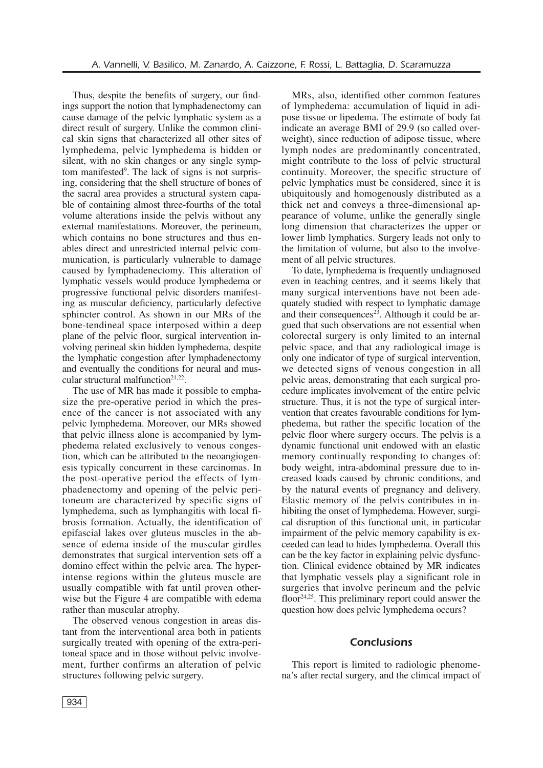Thus, despite the benefits of surgery, our findings support the notion that lymphadenectomy can cause damage of the pelvic lymphatic system as a direct result of surgery. Unlike the common clinical skin signs that characterized all other sites of lymphedema, pelvic lymphedema is hidden or silent, with no skin changes or any single symptom manifested[9]. The lack of signs is not surprising, considering that the shell structure of bones of the sacral area provides a structural system capable of containing almost three-fourths of the total volume alterations inside the pelvis without any external manifestations. Moreover, the perineum, which contains no bone structures and thus enables direct and unrestricted internal pelvic communication, is particularly vulnerable to damage caused by lymphadenectomy. This alteration of lymphatic vessels would produce lymphedema or progressive functional pelvic disorders manifesting as muscular deficiency, particularly defective sphincter control. As shown in our MRs of the bone-tendineal space interposed within a deep plane of the pelvic floor, surgical intervention involving perineal skin hidden lymphedema, despite the lymphatic congestion after lymphadenectomy and eventually the conditions for neural and muscular structural malfunction[21,22].

The use of MR has made it possible to emphasize the pre-operative period in which the presence of the cancer is not associated with any pelvic lymphedema. Moreover, our MRs showed that pelvic illness alone is accompanied by lymphedema related exclusively to venous congestion, which can be attributed to the neoangiogenesis typically concurrent in these carcinomas. In the post-operative period the effects of lymphadenectomy and opening of the pelvic peritoneum are characterized by specific signs of lymphedema, such as lymphangitis with local fibrosis formation. Actually, the identification of epifascial lakes over gluteus muscles in the absence of edema inside of the muscular girdles demonstrates that surgical intervention sets off a domino effect within the pelvic area. The hyperintense regions within the gluteus muscle are usually compatible with fat until proven otherwise but the Figure 4 are compatible with edema rather than muscular atrophy.

The observed venous congestion in areas distant from the interventional area both in patients surgically treated with opening of the extra-peritoneal space and in those without pelvic involvement, further confirms an alteration of pelvic structures following pelvic surgery.

MRs, also, identified other common features of lymphedema: accumulation of liquid in adipose tissue or lipedema. The estimate of body fat indicate an average BMI of 29.9 (so called overweight), since reduction of adipose tissue, where lymph nodes are predominantly concentrated, might contribute to the loss of pelvic structural continuity. Moreover, the specific structure of pelvic lymphatics must be considered, since it is ubiquitously and homogenously distributed as a thick net and conveys a three-dimensional appearance of volume, unlike the generally single long dimension that characterizes the upper or lower limb lymphatics. Surgery leads not only to the limitation of volume, but also to the involvement of all pelvic structures.

To date, lymphedema is frequently undiagnosed even in teaching centres, and it seems likely that many surgical interventions have not been adequately studied with respect to lymphatic damage and their consequences[23]. Although it could be argued that such observations are not essential when colorectal surgery is only limited to an internal pelvic space, and that any radiological image is only one indicator of type of surgical intervention, we detected signs of venous congestion in all pelvic areas, demonstrating that each surgical procedure implicates involvement of the entire pelvic structure. Thus, it is not the type of surgical intervention that creates favourable conditions for lymphedema, but rather the specific location of the pelvic floor where surgery occurs. The pelvis is a dynamic functional unit endowed with an elastic memory continually responding to changes of: body weight, intra-abdominal pressure due to increased loads caused by chronic conditions, and by the natural events of pregnancy and delivery. Elastic memory of the pelvis contributes in inhibiting the onset of lymphedema. However, surgical disruption of this functional unit, in particular impairment of the pelvic memory capability is exceeded can lead to hides lymphedema. Overall this can be the key factor in explaining pelvic dysfunction. Clinical evidence obtained by MR indicates that lymphatic vessels play a significant role in surgeries that involve perineum and the pelvic floor[24,25]. This preliminary report could answer the question how does pelvic lymphedema occurs?

## Conclusions

This report is limited to radiologic phenomena's after rectal surgery, and the clinical impact of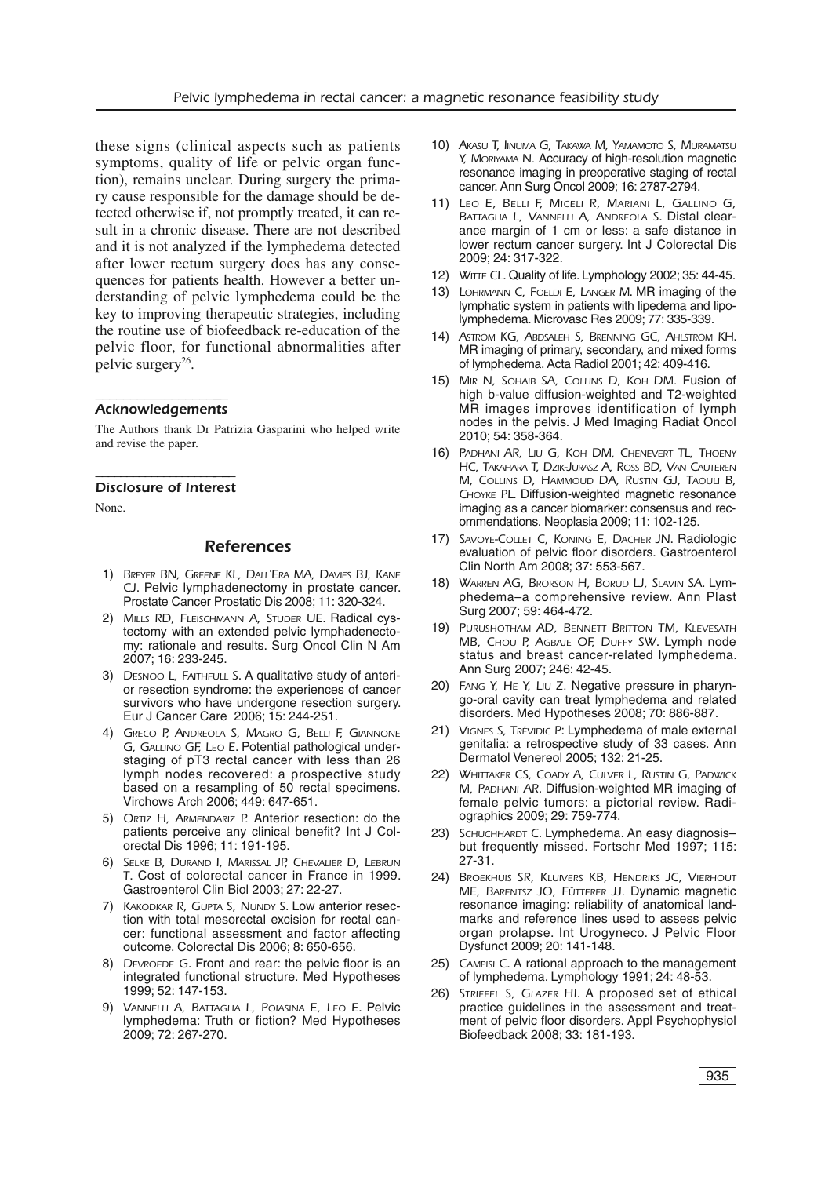these signs (clinical aspects such as patients symptoms, quality of life or pelvic organ function), remains unclear. During surgery the primary cause responsible for the damage should be detected otherwise if, not promptly treated, it can result in a chronic disease. There are not described and it is not analyzed if the lymphedema detected after lower rectum surgery does has any consequences for patients health. However a better understanding of pelvic lymphedema could be the key to improving therapeutic strategies, including the routine use of biofeedback re-education of the pelvic floor, for functional abnormalities after pelvic surgery[26].

### *Acknowledgements*

The Authors thank Dr Patrizia Gasparini who helped write and revise the paper.

### *Disclosure of Interest*

None.

## *References*

1) Breyer BN, Greene KL, Dall'Era MA, Davies BJ, Kane CJ. Pelvic lymphadenectomy in prostate cancer. Prostate Cancer Prostatic Dis 2008; 11: 320-324.
2) Mills RD, Fleischmann A, Studer UE. Radical cystectomy with an extended pelvic lymphadenectomy: rationale and results. Surg Oncol Clin N Am 2007; 16: 233-245.
3) Desnoo L, Faithfull S. A qualitative study of anterior resection syndrome: the experiences of cancer survivors who have undergone resection surgery. Eur J Cancer Care 2006; 15: 244-251.
4) Greco P, Andreola S, Magro G, Belli F, Giannone G, Gallino GF, Leo E. Potential pathological understaging of pT3 rectal cancer with less than 26 lymph nodes recovered: a prospective study based on a resampling of 50 rectal specimens. Virchows Arch 2006; 449: 647-651.
5) Ortiz H, Armendariz P. Anterior resection: do the patients perceive any clinical benefit? Int J Colorectal Dis 1996; 11: 191-195.
6) Selke B, Durand I, Marissal JP, Chevalier D, Lebrun T. Cost of colorectal cancer in France in 1999. Gastroenterol Clin Biol 2003; 27: 22-27.
7) Kakodkar R, Gupta S, Nundy S. Low anterior resection with total mesorectal excision for rectal cancer: functional assessment and factor affecting outcome. Colorectal Dis 2006; 8: 650-656.
8) Devroede G. Front and rear: the pelvic floor is an integrated functional structure. Med Hypotheses 1999; 52: 147-153.
9) Vannelli A, Battaglia L, Poiasina E, Leo E. Pelvic lymphedema: Truth or fiction? Med Hypotheses 2009; 72: 267-270.
10) Akasu T, Iinuma G, Takawa M, Yamamoto S, Muramatsu Y, Moriyama N. Accuracy of high-resolution magnetic resonance imaging in preoperative staging of rectal cancer. Ann Surg Oncol 2009; 16: 2787-2794.
11) Leo E, Belli F, Miceli R, Mariani L, Gallino G, Battaglia L, Vannelli A, Andreola S. Distal clearance margin of 1 cm or less: a safe distance in lower rectum cancer surgery. Int J Colorectal Dis 2009; 24: 317-322.
12) Witte CL. Quality of life. Lymphology 2002; 35: 44-45.
13) Lohrmann C, Foeldi E, Langer M. MR imaging of the lymphatic system in patients with lipedema and lipo-lymphedema. Microvasc Res 2009; 77: 335-339.
14) Aström KG, Abdsaleh S, Brenning GC, Ahlström KH. MR imaging of primary, secondary, and mixed forms of lymphedema. Acta Radiol 2001; 42: 409-416.
15) Mir N, Sohaib SA, Collins D, Koh DM. Fusion of high b-value diffusion-weighted and T2-weighted MR images improves identification of lymph nodes in the pelvis. J Med Imaging Radiat Oncol 2010; 54: 358-364.
16) Padhani AR, Liu G, Koh DM, Chenevert TL, Thoeny HC, Takahara T, Dzik-Jurasz A, Ross BD, Van Cauteren M, Collins D, Hammoud DA, Rustin GJ, Taouli B, Choyke PL. Diffusion-weighted magnetic resonance imaging as a cancer biomarker: consensus and recommendations. Neoplasia 2009; 11: 102-125.
17) Savoye-Collet C, Koning E, Dacher JN. Radiologic evaluation of pelvic floor disorders. Gastroenterol Clin North Am 2008; 37: 553-567.
18) Warren AG, Brorson H, Borud LJ, Slavin SA. Lymphedema–a comprehensive review. Ann Plast Surg 2007; 59: 464-472.
19) Purushotham AD, Bennett Britton TM, Klevesath MB, Chou P, Agbaje OF, Duffy SW. Lymph node status and breast cancer-related lymphedema. Ann Surg 2007; 246: 42-45.
20) Fang Y, He Y, Liu Z. Negative pressure in pharyngo-oral cavity can treat lymphedema and related disorders. Med Hypotheses 2008; 70: 886-887.
21) Vignes S, Trévidic P: Lymphedema of male external genitalia: a retrospective study of 33 cases. Ann Dermatol Venereol 2005; 132: 21-25.
22) Whittaker CS, Coady A, Culver L, Rustin G, Padwick M, Padhani AR. Diffusion-weighted MR imaging of female pelvic tumors: a pictorial review. Radiographics 2009; 29: 759-774.
23) Schuchhardt C. Lymphedema. An easy diagnosis–but frequently missed. Fortschr Med 1997; 115: 27-31.
24) Broekhuis SR, Kluivers KB, Hendriks JC, Vierhout ME, Barentsz JO, Fütterer JJ. Dynamic magnetic resonance imaging: reliability of anatomical landmarks and reference lines used to assess pelvic organ prolapse. Int Urogyneco. J Pelvic Floor Dysfunct 2009; 20: 141-148.
25) Campisi C. A rational approach to the management of lymphedema. Lymphology 1991; 24: 48-53.
26) Striefel S, Glazer HI. A proposed set of ethical practice guidelines in the assessment and treatment of pelvic floor disorders. Appl Psychophysiol Biofeedback 2008; 33: 181-193.